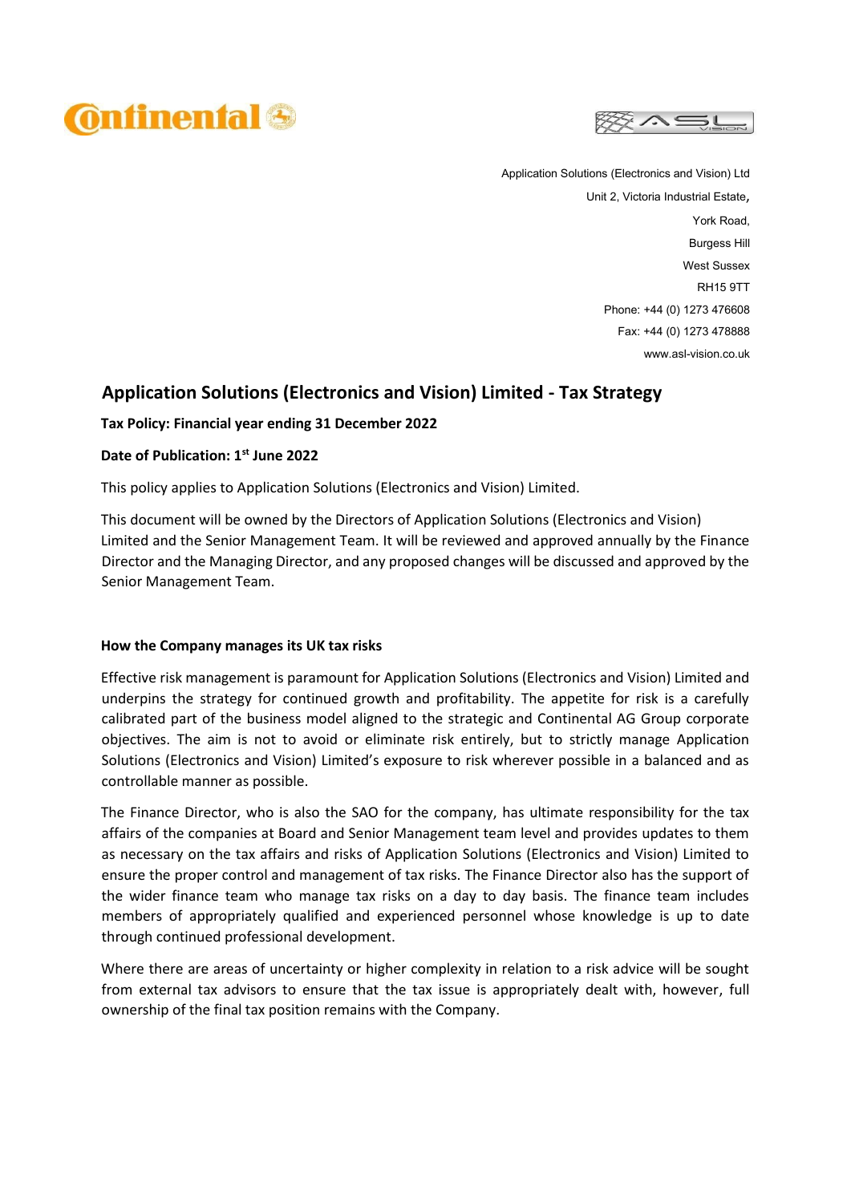Application Solutions (Electronics and Vision) Ltd
Unit 2, Victoria Industrial Estate,
York Road,
Burgess Hill
West Sussex
RH15 9TT
Phone: +44 (0) 1273 476608
Fax: +44 (0) 1273 478888
www.asl-vision.co.uk

# Application Solutions (Electronics and Vision) Limited - Tax Strategy

**Tax Policy: Financial year ending 31 December 2022**

**Date of Publication: 1st June 2022**

This policy applies to Application Solutions (Electronics and Vision) Limited.

This document will be owned by the Directors of Application Solutions (Electronics and Vision) Limited and the Senior Management Team. It will be reviewed and approved annually by the Finance Director and the Managing Director, and any proposed changes will be discussed and approved by the Senior Management Team.

## How the Company manages its UK tax risks

Effective risk management is paramount for Application Solutions (Electronics and Vision) Limited and underpins the strategy for continued growth and profitability. The appetite for risk is a carefully calibrated part of the business model aligned to the strategic and Continental AG Group corporate objectives. The aim is not to avoid or eliminate risk entirely, but to strictly manage Application Solutions (Electronics and Vision) Limited's exposure to risk wherever possible in a balanced and as controllable manner as possible.

The Finance Director, who is also the SAO for the company, has ultimate responsibility for the tax affairs of the companies at Board and Senior Management team level and provides updates to them as necessary on the tax affairs and risks of Application Solutions (Electronics and Vision) Limited to ensure the proper control and management of tax risks. The Finance Director also has the support of the wider finance team who manage tax risks on a day to day basis. The finance team includes members of appropriately qualified and experienced personnel whose knowledge is up to date through continued professional development.

Where there are areas of uncertainty or higher complexity in relation to a risk advice will be sought from external tax advisors to ensure that the tax issue is appropriately dealt with, however, full ownership of the final tax position remains with the Company.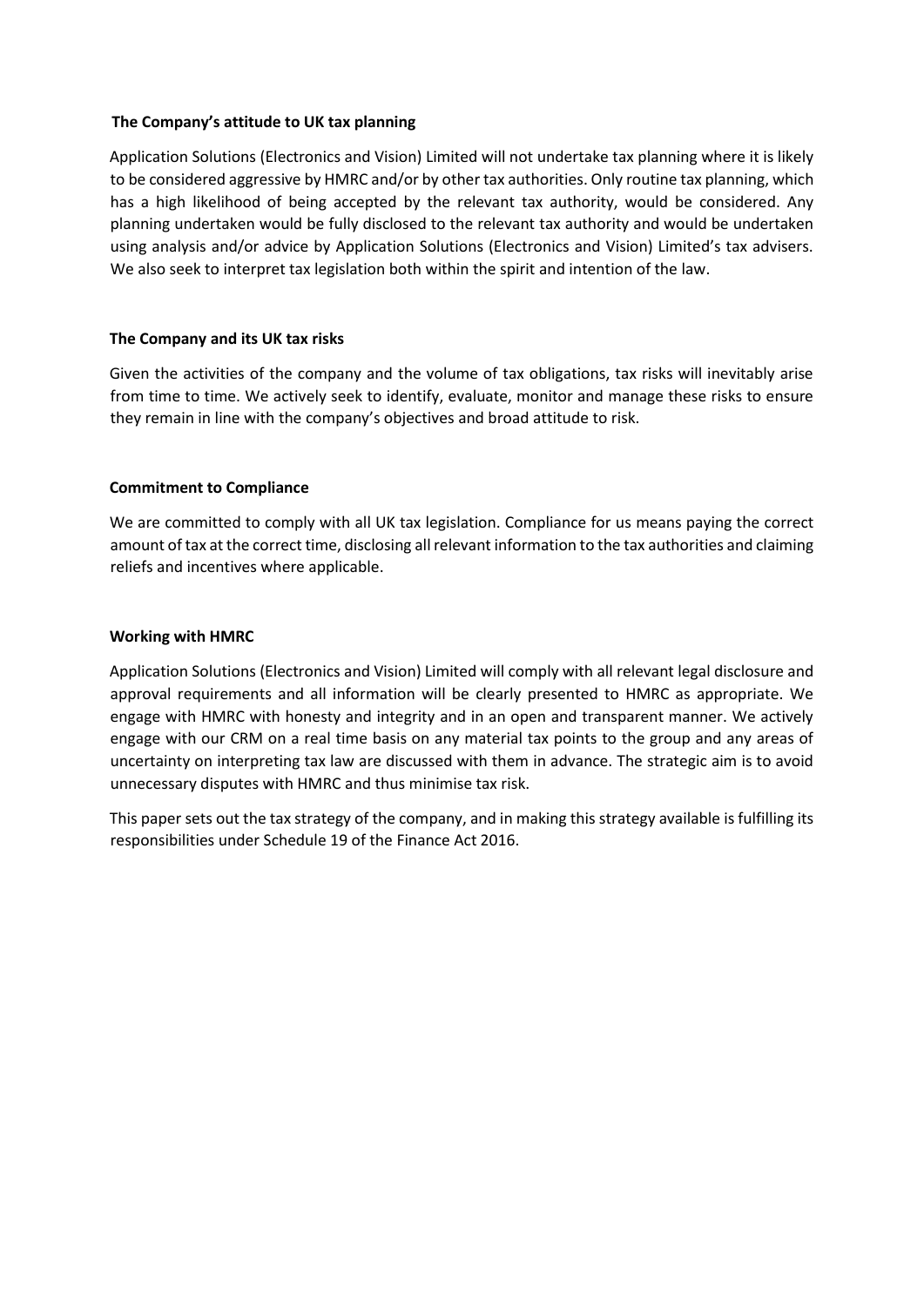### The Company's attitude to UK tax planning

Application Solutions (Electronics and Vision) Limited will not undertake tax planning where it is likely to be considered aggressive by HMRC and/or by other tax authorities. Only routine tax planning, which has a high likelihood of being accepted by the relevant tax authority, would be considered. Any planning undertaken would be fully disclosed to the relevant tax authority and would be undertaken using analysis and/or advice by Application Solutions (Electronics and Vision) Limited's tax advisers. We also seek to interpret tax legislation both within the spirit and intention of the law.

### The Company and its UK tax risks

Given the activities of the company and the volume of tax obligations, tax risks will inevitably arise from time to time. We actively seek to identify, evaluate, monitor and manage these risks to ensure they remain in line with the company's objectives and broad attitude to risk.

### Commitment to Compliance

We are committed to comply with all UK tax legislation. Compliance for us means paying the correct amount of tax at the correct time, disclosing all relevant information to the tax authorities and claiming reliefs and incentives where applicable.

### Working with HMRC

Application Solutions (Electronics and Vision) Limited will comply with all relevant legal disclosure and approval requirements and all information will be clearly presented to HMRC as appropriate. We engage with HMRC with honesty and integrity and in an open and transparent manner. We actively engage with our CRM on a real time basis on any material tax points to the group and any areas of uncertainty on interpreting tax law are discussed with them in advance. The strategic aim is to avoid unnecessary disputes with HMRC and thus minimise tax risk.

This paper sets out the tax strategy of the company, and in making this strategy available is fulfilling its responsibilities under Schedule 19 of the Finance Act 2016.